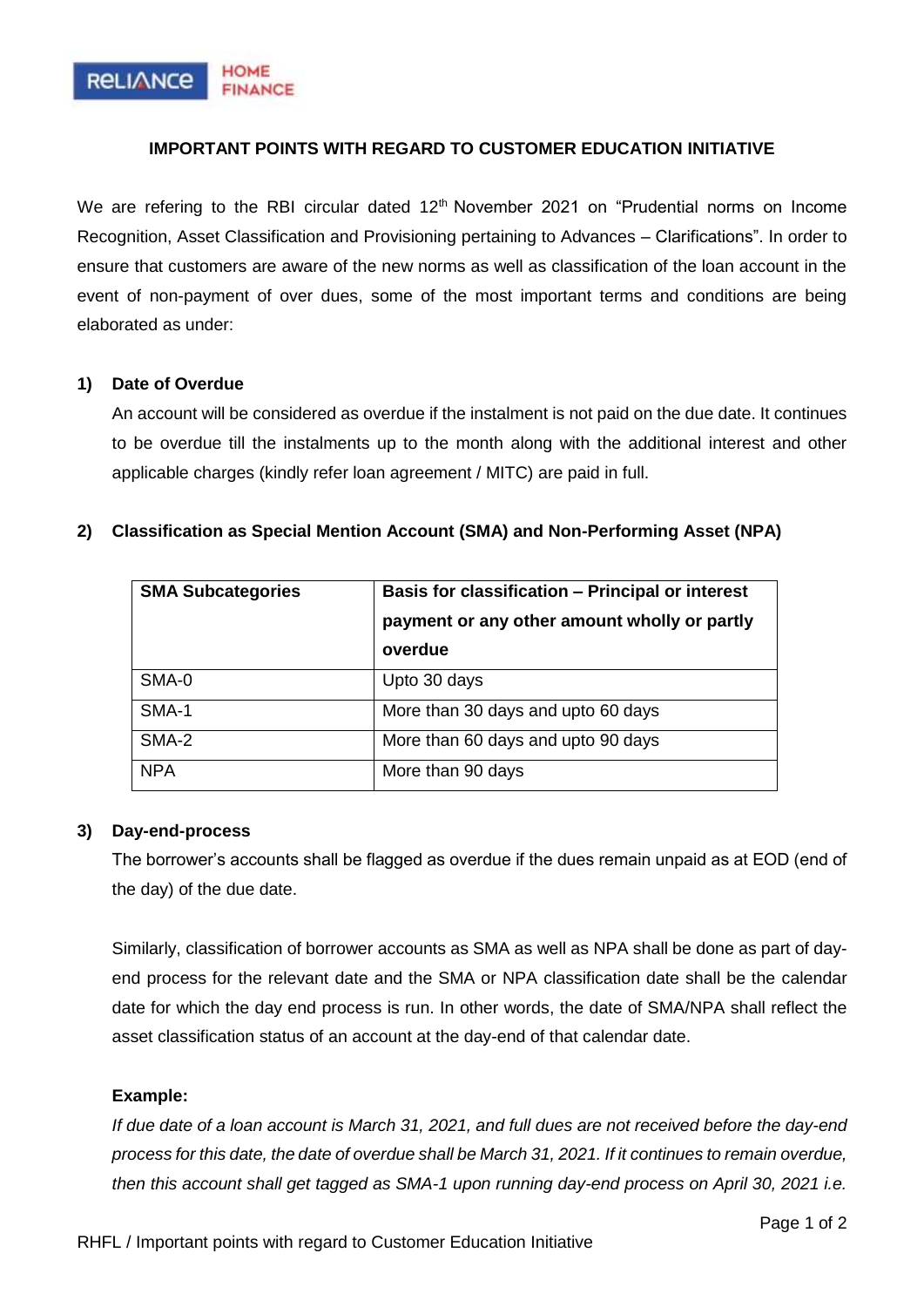## IMPORTANT POINTS WITH REGARD TO CUSTOMER EDUCATION INITIATIVE

We are refering to the RBI circular dated 12th November 2021 on “Prudential norms on Income Recognition, Asset Classification and Provisioning pertaining to Advances – Clarifications”. In order to ensure that customers are aware of the new norms as well as classification of the loan account in the event of non-payment of over dues, some of the most important terms and conditions are being elaborated as under:

### 1) Date of Overdue

An account will be considered as overdue if the instalment is not paid on the due date. It continues to be overdue till the instalments up to the month along with the additional interest and other applicable charges (kindly refer loan agreement / MITC) are paid in full.

### 2) Classification as Special Mention Account (SMA) and Non-Performing Asset (NPA)

| SMA Subcategories | Basis for classification – Principal or interest payment or any other amount wholly or partly overdue |
|---|---|
| SMA-0 | Upto 30 days |
| SMA-1 | More than 30 days and upto 60 days |
| SMA-2 | More than 60 days and upto 90 days |
| NPA | More than 90 days |

### 3) Day-end-process

The borrower’s accounts shall be flagged as overdue if the dues remain unpaid as at EOD (end of the day) of the due date.

Similarly, classification of borrower accounts as SMA as well as NPA shall be done as part of day-end process for the relevant date and the SMA or NPA classification date shall be the calendar date for which the day end process is run. In other words, the date of SMA/NPA shall reflect the asset classification status of an account at the day-end of that calendar date.

**Example:**

*If due date of a loan account is March 31, 2021, and full dues are not received before the day-end process for this date, the date of overdue shall be March 31, 2021. If it continues to remain overdue, then this account shall get tagged as SMA-1 upon running day-end process on April 30, 2021 i.e.*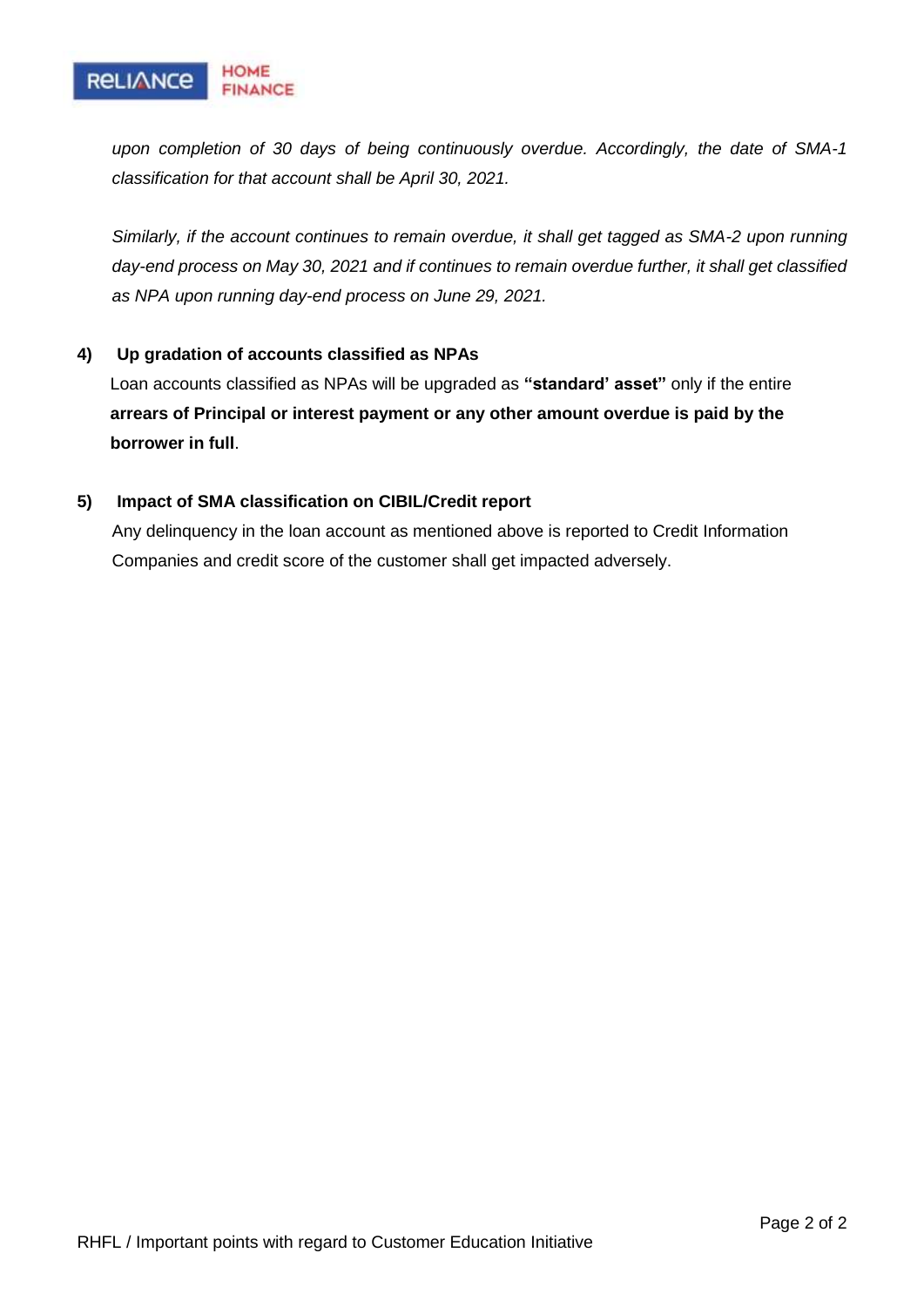*upon completion of 30 days of being continuously overdue. Accordingly, the date of SMA-1 classification for that account shall be April 30, 2021.*

*Similarly, if the account continues to remain overdue, it shall get tagged as SMA-2 upon running day-end process on May 30, 2021 and if continues to remain overdue further, it shall get classified as NPA upon running day-end process on June 29, 2021.*

**4) Up gradation of accounts classified as NPAs**

Loan accounts classified as NPAs will be upgraded as **"standard' asset"** only if the entire **arrears of Principal or interest payment or any other amount overdue is paid by the borrower in full**.

**5) Impact of SMA classification on CIBIL/Credit report**

Any delinquency in the loan account as mentioned above is reported to Credit Information Companies and credit score of the customer shall get impacted adversely.